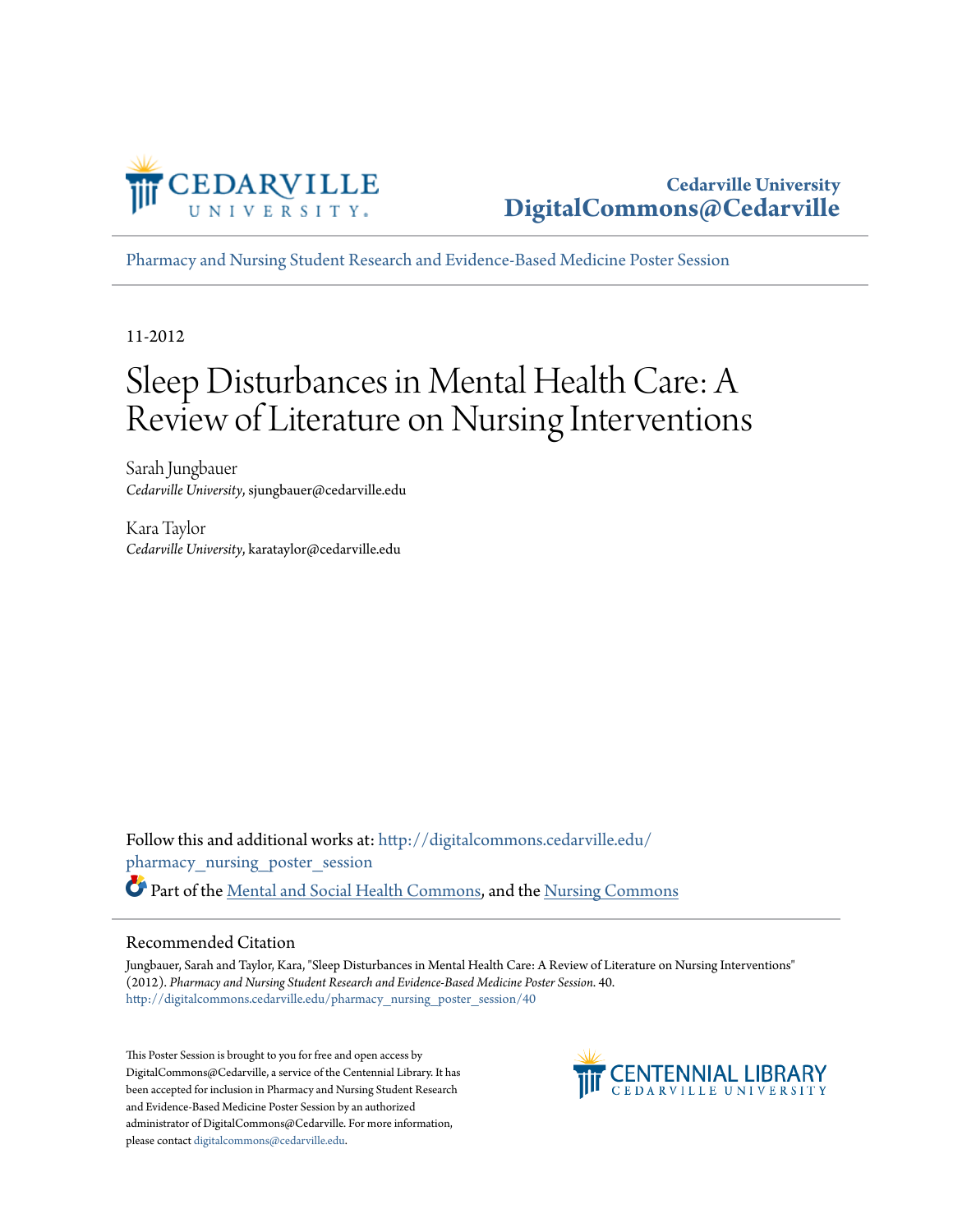Cedarville University
DigitalCommons@Cedarville

Pharmacy and Nursing Student Research and Evidence-Based Medicine Poster Session

11-2012

# Sleep Disturbances in Mental Health Care: A Review of Literature on Nursing Interventions

Sarah Jungbauer
*Cedarville University*, sjungbauer@cedarville.edu

Kara Taylor
*Cedarville University*, karataylor@cedarville.edu

Follow this and additional works at: http://digitalcommons.cedarville.edu/pharmacy_nursing_poster_session

Part of the Mental and Social Health Commons, and the Nursing Commons

## Recommended Citation

Jungbauer, Sarah and Taylor, Kara, "Sleep Disturbances in Mental Health Care: A Review of Literature on Nursing Interventions" (2012). *Pharmacy and Nursing Student Research and Evidence-Based Medicine Poster Session*. 40.
http://digitalcommons.cedarville.edu/pharmacy_nursing_poster_session/40

This Poster Session is brought to you for free and open access by DigitalCommons@Cedarville, a service of the Centennial Library. It has been accepted for inclusion in Pharmacy and Nursing Student Research and Evidence-Based Medicine Poster Session by an authorized administrator of DigitalCommons@Cedarville. For more information, please contact digitalcommons@cedarville.edu.

CENTENNIAL LIBRARY
CEDARVILLE UNIVERSITY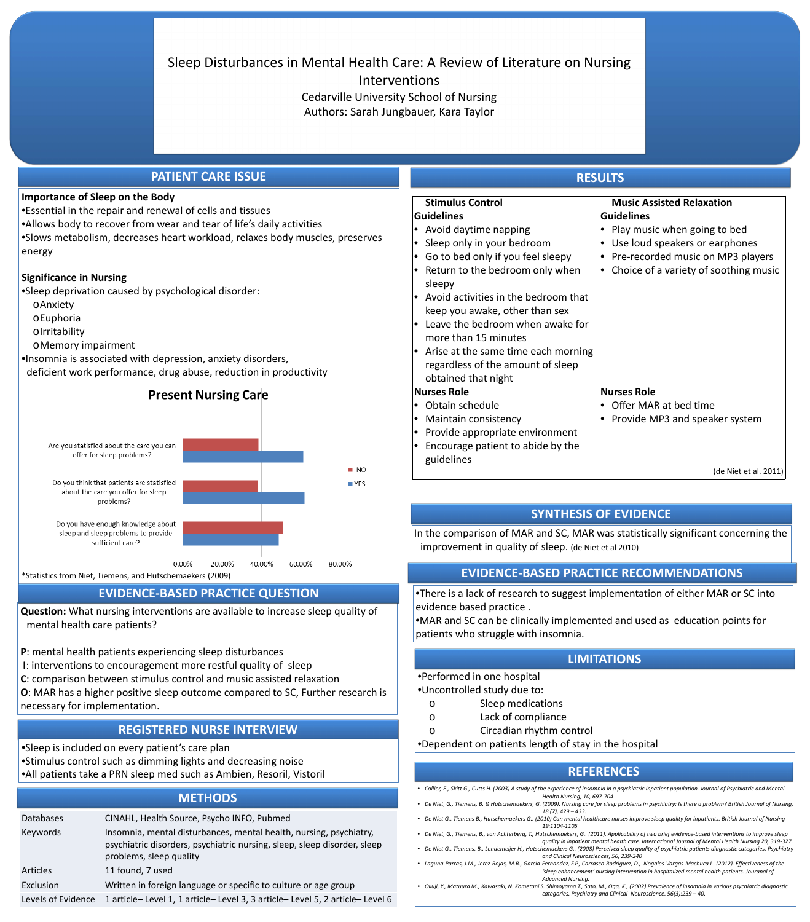# Sleep Disturbances in Mental Health Care: A Review of Literature on Nursing Interventions

Cedarville University School of Nursing

Authors: Sarah Jungbauer, Kara Taylor

## PATIENT CARE ISSUE

**Importance of Sleep on the Body**

- Essential in the repair and renewal of cells and tissues
- Allows body to recover from wear and tear of life's daily activities
- Slows metabolism, decreases heart workload, relaxes body muscles, preserves energy

**Significance in Nursing**

- Sleep deprivation caused by psychological disorder:
  - Anxiety
  - Euphoria
  - Irritability
  - Memory impairment
- Insomnia is associated with depression, anxiety disorders, deficient work performance, drug abuse, reduction in productivity

**Present Nursing Care**

Are you statified about the care you can offer for sleep problems?

Do you think that patients are statisfied about the care you offer for sleep problems?

Do you have enough knowledge about sleep and sleep problems to provide sufficient care?

NO

YES

0.00% 20.00% 40.00% 60.00% 80.00%

*Statistics from Niet, Tiemens, and Hutschemaekers (2009)

## EVIDENCE-BASED PRACTICE QUESTION

**Question:** What nursing interventions are available to increase sleep quality of mental health care patients?

**P**: mental health patients experiencing sleep disturbances
**I**: interventions to encouragement more restful quality of sleep
**C**: comparison between stimulus control and music assisted relaxation
**O**: MAR has a higher positive sleep outcome compared to SC, Further research is necessary for implementation.

## REGISTERED NURSE INTERVIEW

- Sleep is included on every patient's care plan
- Stimulus control such as dimming lights and decreasing noise
- All patients take a PRN sleep med such as Ambien, Resoril, Vistoril

## METHODS

| | |
|---|---|
| Databases | CINAHL, Health Source, Psycho INFO, Pubmed |
| Keywords | Insomnia, mental disturbances, mental health, nursing, psychiatry, psychiatric disorders, psychiatric nursing, sleep, sleep disorder, sleep problems, sleep quality |
| Articles | 11 found, 7 used |
| Exclusion | Written in foreign language or specific to culture or age group |
| Levels of Evidence | 1 article– Level 1, 1 article– Level 3, 3 article– Level 5, 2 article– Level 6 |

## RESULTS

| Stimulus Control | Music Assisted Relaxation |
|---|---|
| **Guidelines**<br>• Avoid daytime napping<br>• Sleep only in your bedroom<br>• Go to bed only if you feel sleepy<br>• Return to the bedroom only when sleepy<br>• Avoid activities in the bedroom that keep you awake, other than sex<br>• Leave the bedroom when awake for more than 15 minutes<br>• Arise at the same time each morning regardless of the amount of sleep obtained that night | **Guidelines**<br>• Play music when going to bed<br>• Use loud speakers or earphones<br>• Pre-recorded music on MP3 players<br>• Choice of a variety of soothing music |
| **Nurses Role**<br>• Obtain schedule<br>• Maintain consistency<br>• Provide appropriate environment<br>• Encourage patient to abide by the guidelines | **Nurses Role**<br>• Offer MAR at bed time<br>• Provide MP3 and speaker system<br><br>(de Niet et al. 2011) |

## SYNTHESIS OF EVIDENCE

In the comparison of MAR and SC, MAR was statistically significant concerning the improvement in quality of sleep. (de Niet et al 2010)

## EVIDENCE-BASED PRACTICE RECOMMENDATIONS

- There is a lack of research to suggest implementation of either MAR or SC into evidence based practice .
- MAR and SC can be clinically implemented and used as education points for patients who struggle with insomnia.

## LIMITATIONS

- Performed in one hospital
- Uncontrolled study due to:
  - Sleep medications
  - Lack of compliance
  - Circadian rhythm control
- Dependent on patients length of stay in the hospital

## REFERENCES

- *Collier, E., Skitt G., Cutts H. (2003) A study of the experience of insomnia in a psychiatric inpatient population. Journal of Psychiatric and Mental Health Nursing, 10, 697-704*
- *De Niet, G., Tiemens, B. & Hutschemaekers, G. (2009). Nursing care for sleep problems in psychiatry: Is there a problem? British Journal of Nursing, 18 (7), 429 – 433.*
- *De Niet G., Tiemens B., Hutschemaekers G.. (2010) Can mental healthcare nurses improve sleep quality for inpatients. British Journal of Nursing 19:1104-1105*
- *De Niet, G., Tiemens, B., van Achterberg, T., Hutschemaekers, G.. (2011). Applicability of two brief evidence-based interventions to improve sleep quality in inpatient mental health care. International Journal of Mental Health Nursing 20, 319-327.*
- *De Niet G., Tiemens, B., Lendemeijer H., Hutschemaekers G.. (2008) Perceived sleep quality of psychiatric patients diagnostic categories. Psychiatry and Clinical Neurosciences, 56, 239-240*
- *Laguna-Parras, J.M., Jerez-Rojas, M.R., García-Fernandez, F.P., Carrasco-Rodriguez, D., Nogales-Vargas-Machuca I.. (2012). Effectiveness of the 'sleep enhancement' nursing intervention in hospitalized mental health patients. Jouranal of Advanced Nursing.*
- *Okuji, Y., Matuura M., Kawasaki, N. Kometani S. Shimoyama T., Sato, M., Oga, K., (2002) Prevalence of insomnia in various psychiatric diagnostic categories. Psychiatry and Clinical Neuroscience. 56(3):239 – 40.*